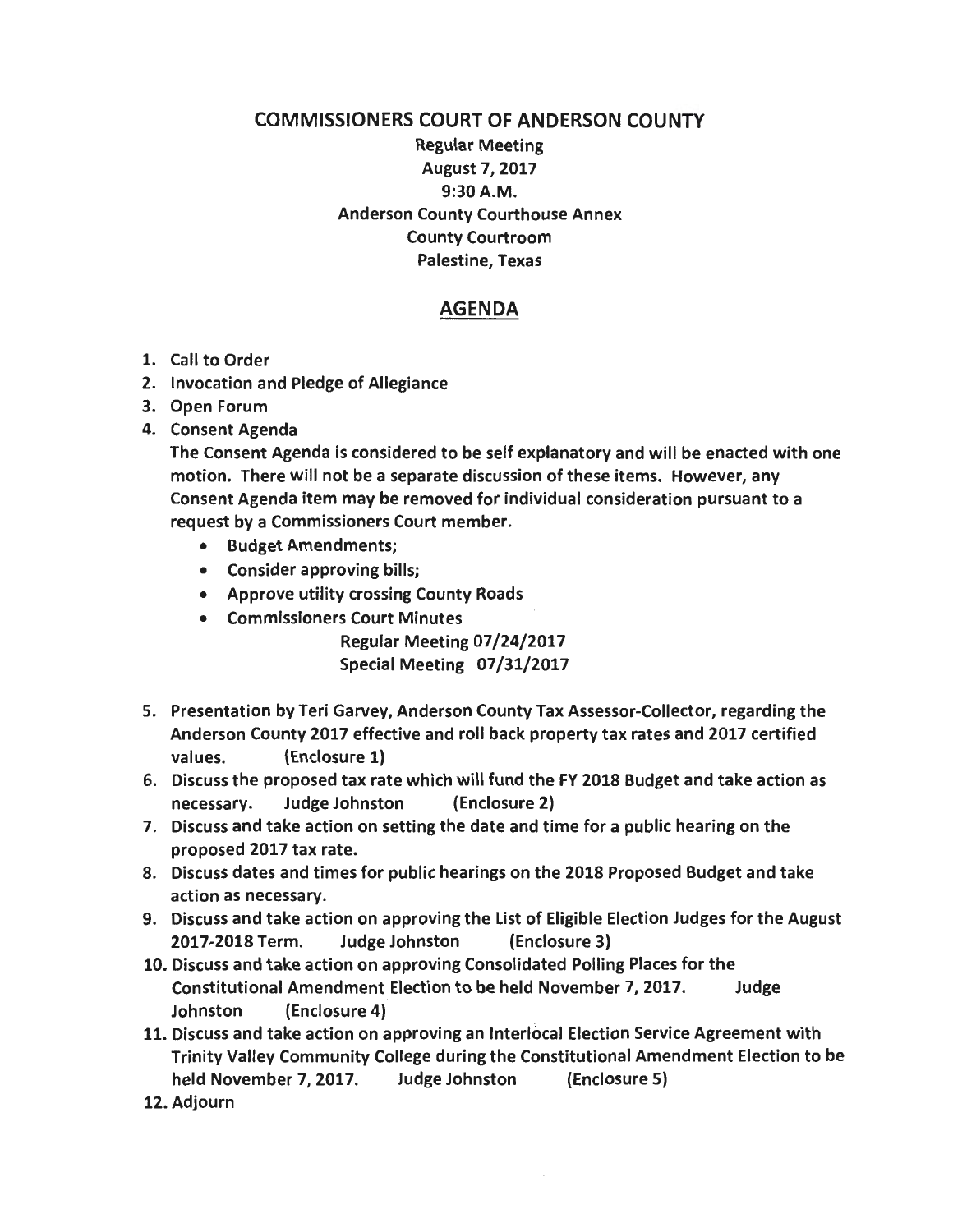# COMMISSIONERS COURT OF ANDERSON COUNTY

Regular Meeting
August 7, 2017
9:30 A.M.
Anderson County Courthouse Annex
County Courtroom
Palestine, Texas

## AGENDA

1. Call to Order
2. Invocation and Pledge of Allegiance
3. Open Forum
4. Consent Agenda

   The Consent Agenda is considered to be self explanatory and will be enacted with one motion. There will not be a separate discussion of these items. However, any Consent Agenda item may be removed for individual consideration pursuant to a request by a Commissioners Court member.

   - Budget Amendments;
   - Consider approving bills;
   - Approve utility crossing County Roads
   - Commissioners Court Minutes

     Regular Meeting 07/24/2017
     Special Meeting 07/31/2017

5. Presentation by Teri Garvey, Anderson County Tax Assessor-Collector, regarding the Anderson County 2017 effective and roll back property tax rates and 2017 certified values. (Enclosure 1)
6. Discuss the proposed tax rate which will fund the FY 2018 Budget and take action as necessary. Judge Johnston (Enclosure 2)
7. Discuss and take action on setting the date and time for a public hearing on the proposed 2017 tax rate.
8. Discuss dates and times for public hearings on the 2018 Proposed Budget and take action as necessary.
9. Discuss and take action on approving the List of Eligible Election Judges for the August 2017-2018 Term. Judge Johnston (Enclosure 3)
10. Discuss and take action on approving Consolidated Polling Places for the Constitutional Amendment Election to be held November 7, 2017. Judge Johnston (Enclosure 4)
11. Discuss and take action on approving an Interlocal Election Service Agreement with Trinity Valley Community College during the Constitutional Amendment Election to be held November 7, 2017. Judge Johnston (Enclosure 5)
12. Adjourn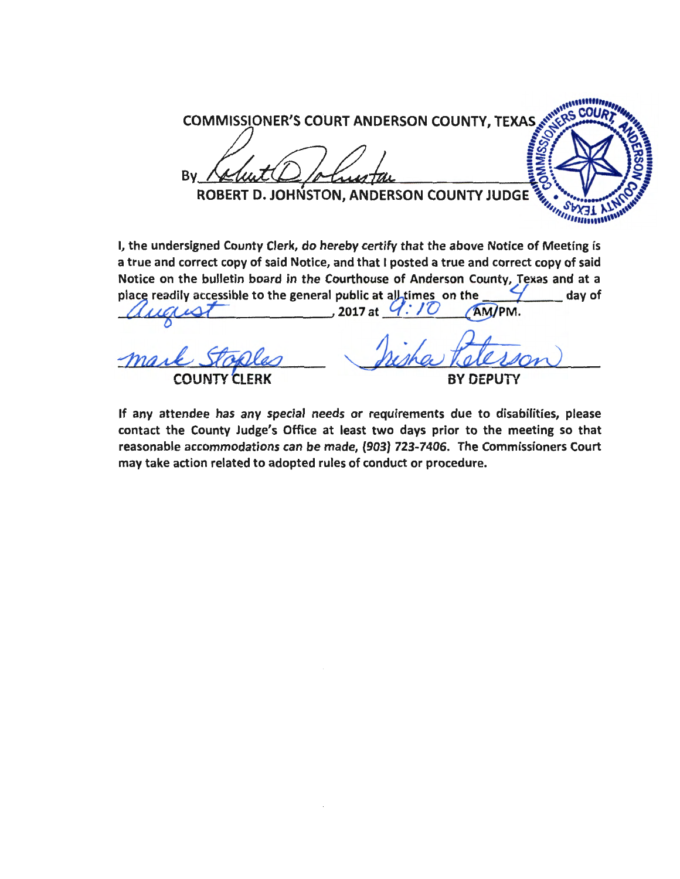COMMISSIONER'S COURT ANDERSON COUNTY, TEXAS

By Robert D. Johnston

ROBERT D. JOHNSTON, ANDERSON COUNTY JUDGE

I, the undersigned County Clerk, do hereby certify that the above Notice of Meeting is a true and correct copy of said Notice, and that I posted a true and correct copy of said Notice on the bulletin board in the Courthouse of Anderson County, Texas and at a place readily accessible to the general public at all times on the 4 day of August, 2017 at 9:10 AM/PM.

Mark Staples
COUNTY CLERK

Trisha Peterson
BY DEPUTY

If any attendee has any special needs or requirements due to disabilities, please contact the County Judge's Office at least two days prior to the meeting so that reasonable accommodations can be made, (903) 723-7406. The Commissioners Court may take action related to adopted rules of conduct or procedure.